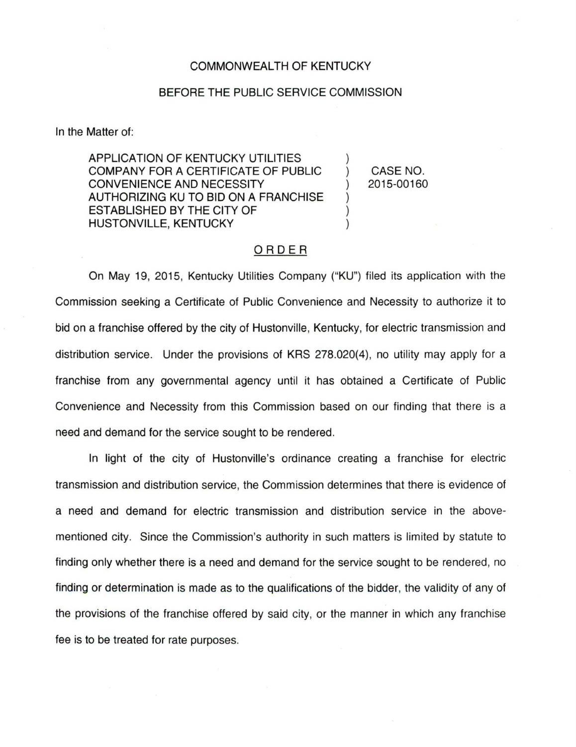COMMONWEALTH OF KENTUCKY

BEFORE THE PUBLIC SERVICE COMMISSION

In the Matter of:

| | | |
|---|---|---|
| APPLICATION OF KENTUCKY UTILITIES COMPANY FOR A CERTIFICATE OF PUBLIC CONVENIENCE AND NECESSITY AUTHORIZING KU TO BID ON A FRANCHISE ESTABLISHED BY THE CITY OF HUSTONVILLE, KENTUCKY | ) | CASE NO. 2015-00160 |

## ORDER

On May 19, 2015, Kentucky Utilities Company ("KU") filed its application with the Commission seeking a Certificate of Public Convenience and Necessity to authorize it to bid on a franchise offered by the city of Hustonville, Kentucky, for electric transmission and distribution service. Under the provisions of KRS 278.020(4), no utility may apply for a franchise from any governmental agency until it has obtained a Certificate of Public Convenience and Necessity from this Commission based on our finding that there is a need and demand for the service sought to be rendered.

In light of the city of Hustonville's ordinance creating a franchise for electric transmission and distribution service, the Commission determines that there is evidence of a need and demand for electric transmission and distribution service in the above-mentioned city. Since the Commission's authority in such matters is limited by statute to finding only whether there is a need and demand for the service sought to be rendered, no finding or determination is made as to the qualifications of the bidder, the validity of any of the provisions of the franchise offered by said city, or the manner in which any franchise fee is to be treated for rate purposes.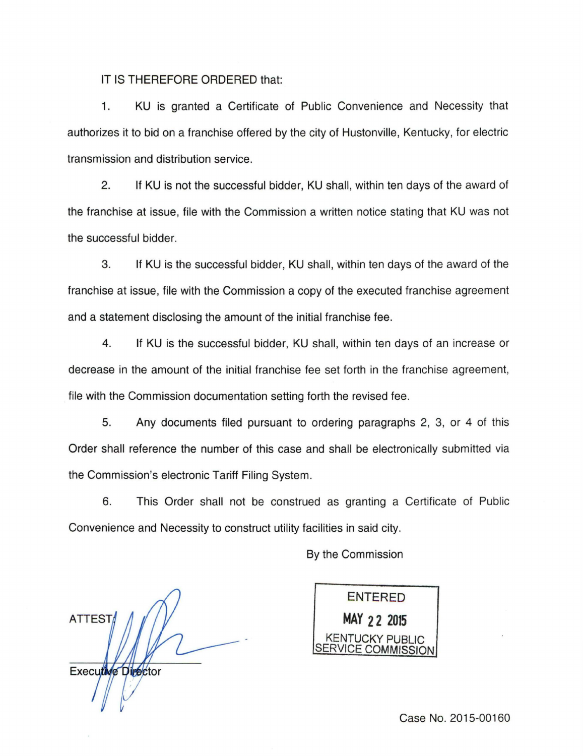IT IS THEREFORE ORDERED that:

1. KU is granted a Certificate of Public Convenience and Necessity that authorizes it to bid on a franchise offered by the city of Hustonville, Kentucky, for electric transmission and distribution service.

2. If KU is not the successful bidder, KU shall, within ten days of the award of the franchise at issue, file with the Commission a written notice stating that KU was not the successful bidder.

3. If KU is the successful bidder, KU shall, within ten days of the award of the franchise at issue, file with the Commission a copy of the executed franchise agreement and a statement disclosing the amount of the initial franchise fee.

4. If KU is the successful bidder, KU shall, within ten days of an increase or decrease in the amount of the initial franchise fee set forth in the franchise agreement, file with the Commission documentation setting forth the revised fee.

5. Any documents filed pursuant to ordering paragraphs 2, 3, or 4 of this Order shall reference the number of this case and shall be electronically submitted via the Commission's electronic Tariff Filing System.

6. This Order shall not be construed as granting a Certificate of Public Convenience and Necessity to construct utility facilities in said city.

By the Commission

ENTERED
MAY 22 2015
KENTUCKY PUBLIC SERVICE COMMISSION

ATTEST:

Executive Director

Case No. 2015-00160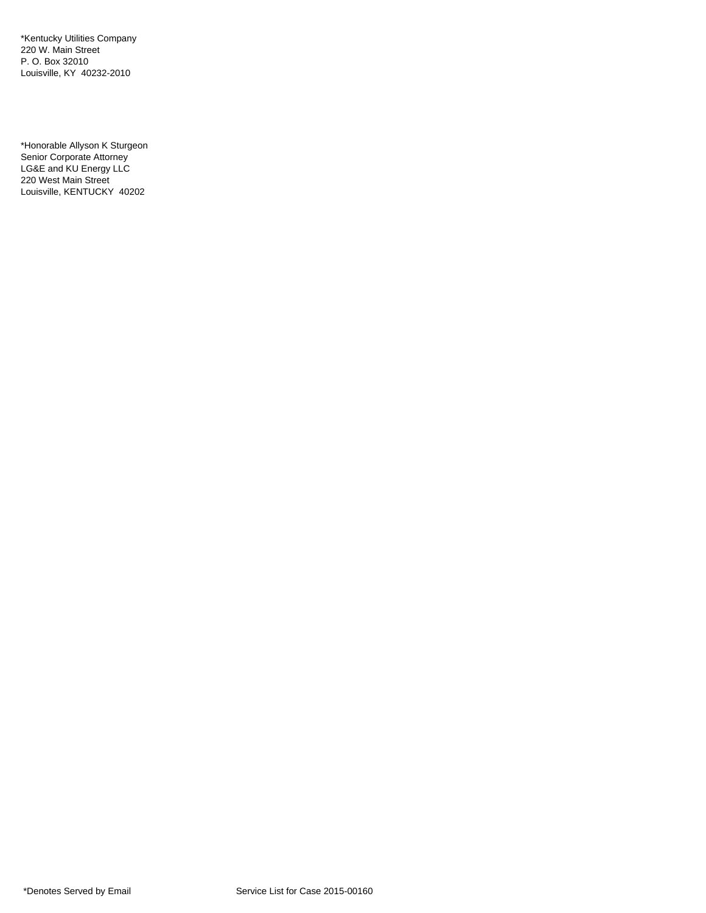*Kentucky Utilities Company
220 W. Main Street
P. O. Box 32010
Louisville, KY 40232-2010

*Honorable Allyson K Sturgeon
Senior Corporate Attorney
LG&E and KU Energy LLC
220 West Main Street
Louisville, KENTUCKY 40202